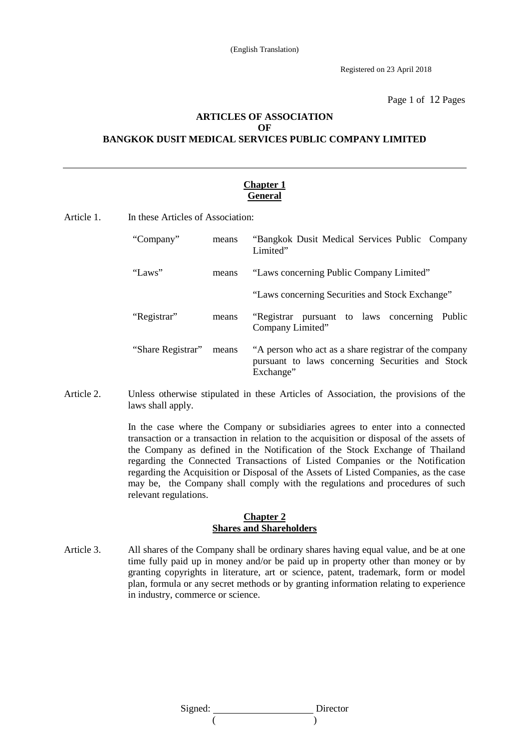(English Translation)

Registered on 23 April 2018

# ARTICLES OF ASSOCIATION OF BANGKOK DUSIT MEDICAL SERVICES PUBLIC COMPANY LIMITED

## Chapter 1 General

Article 1. In these Articles of Association:

| | | |
|---|---|---|
| "Company" | means | "Bangkok Dusit Medical Services Public Company Limited" |
| "Laws" | means | "Laws concerning Public Company Limited" |
| | | "Laws concerning Securities and Stock Exchange" |
| "Registrar" | means | "Registrar pursuant to laws concerning Public Company Limited" |
| "Share Registrar" | means | "A person who act as a share registrar of the company pursuant to laws concerning Securities and Stock Exchange" |

Article 2. Unless otherwise stipulated in these Articles of Association, the provisions of the laws shall apply.

In the case where the Company or subsidiaries agrees to enter into a connected transaction or a transaction in relation to the acquisition or disposal of the assets of the Company as defined in the Notification of the Stock Exchange of Thailand regarding the Connected Transactions of Listed Companies or the Notification regarding the Acquisition or Disposal of the Assets of Listed Companies, as the case may be, the Company shall comply with the regulations and procedures of such relevant regulations.

## Chapter 2 Shares and Shareholders

Article 3. All shares of the Company shall be ordinary shares having equal value, and be at one time fully paid up in money and/or be paid up in property other than money or by granting copyrights in literature, art or science, patent, trademark, form or model plan, formula or any secret methods or by granting information relating to experience in industry, commerce or science.

Signed: ____________________ Director
( )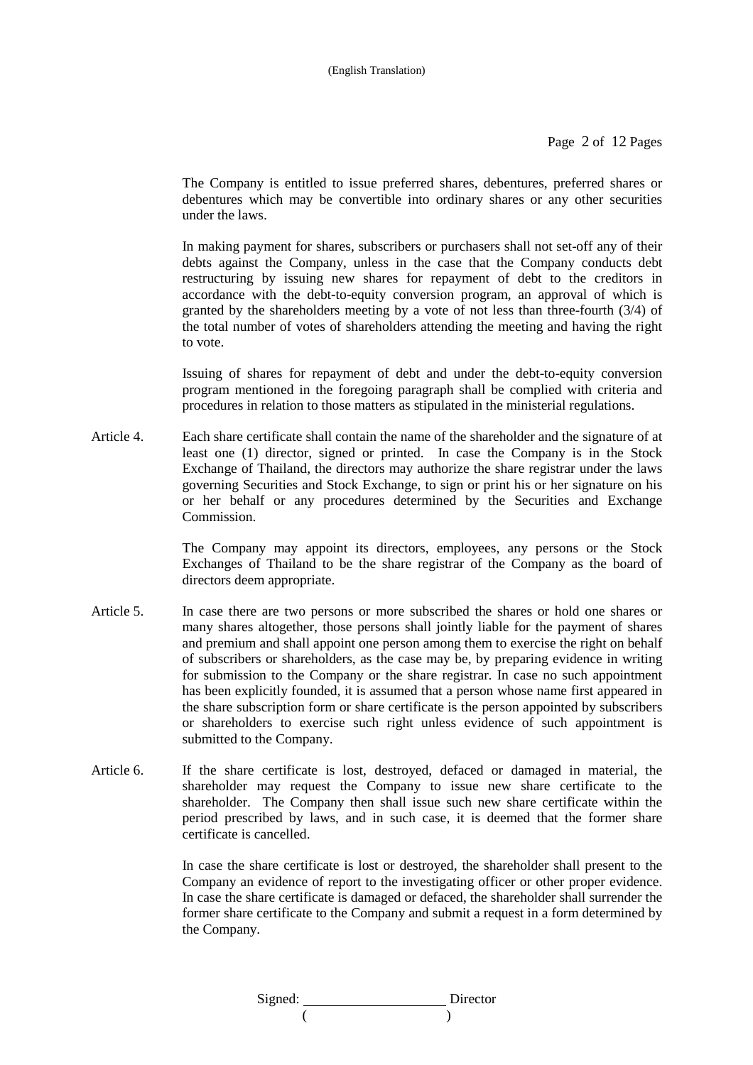The Company is entitled to issue preferred shares, debentures, preferred shares or debentures which may be convertible into ordinary shares or any other securities under the laws.

In making payment for shares, subscribers or purchasers shall not set-off any of their debts against the Company, unless in the case that the Company conducts debt restructuring by issuing new shares for repayment of debt to the creditors in accordance with the debt-to-equity conversion program, an approval of which is granted by the shareholders meeting by a vote of not less than three-fourth (3/4) of the total number of votes of shareholders attending the meeting and having the right to vote.

Issuing of shares for repayment of debt and under the debt-to-equity conversion program mentioned in the foregoing paragraph shall be complied with criteria and procedures in relation to those matters as stipulated in the ministerial regulations.

Article 4. Each share certificate shall contain the name of the shareholder and the signature of at least one (1) director, signed or printed. In case the Company is in the Stock Exchange of Thailand, the directors may authorize the share registrar under the laws governing Securities and Stock Exchange, to sign or print his or her signature on his or her behalf or any procedures determined by the Securities and Exchange Commission.

The Company may appoint its directors, employees, any persons or the Stock Exchanges of Thailand to be the share registrar of the Company as the board of directors deem appropriate.

Article 5. In case there are two persons or more subscribed the shares or hold one shares or many shares altogether, those persons shall jointly liable for the payment of shares and premium and shall appoint one person among them to exercise the right on behalf of subscribers or shareholders, as the case may be, by preparing evidence in writing for submission to the Company or the share registrar. In case no such appointment has been explicitly founded, it is assumed that a person whose name first appeared in the share subscription form or share certificate is the person appointed by subscribers or shareholders to exercise such right unless evidence of such appointment is submitted to the Company.

Article 6. If the share certificate is lost, destroyed, defaced or damaged in material, the shareholder may request the Company to issue new share certificate to the shareholder. The Company then shall issue such new share certificate within the period prescribed by laws, and in such case, it is deemed that the former share certificate is cancelled.

In case the share certificate is lost or destroyed, the shareholder shall present to the Company an evidence of report to the investigating officer or other proper evidence. In case the share certificate is damaged or defaced, the shareholder shall surrender the former share certificate to the Company and submit a request in a form determined by the Company.

Signed: ____________________ Director
( )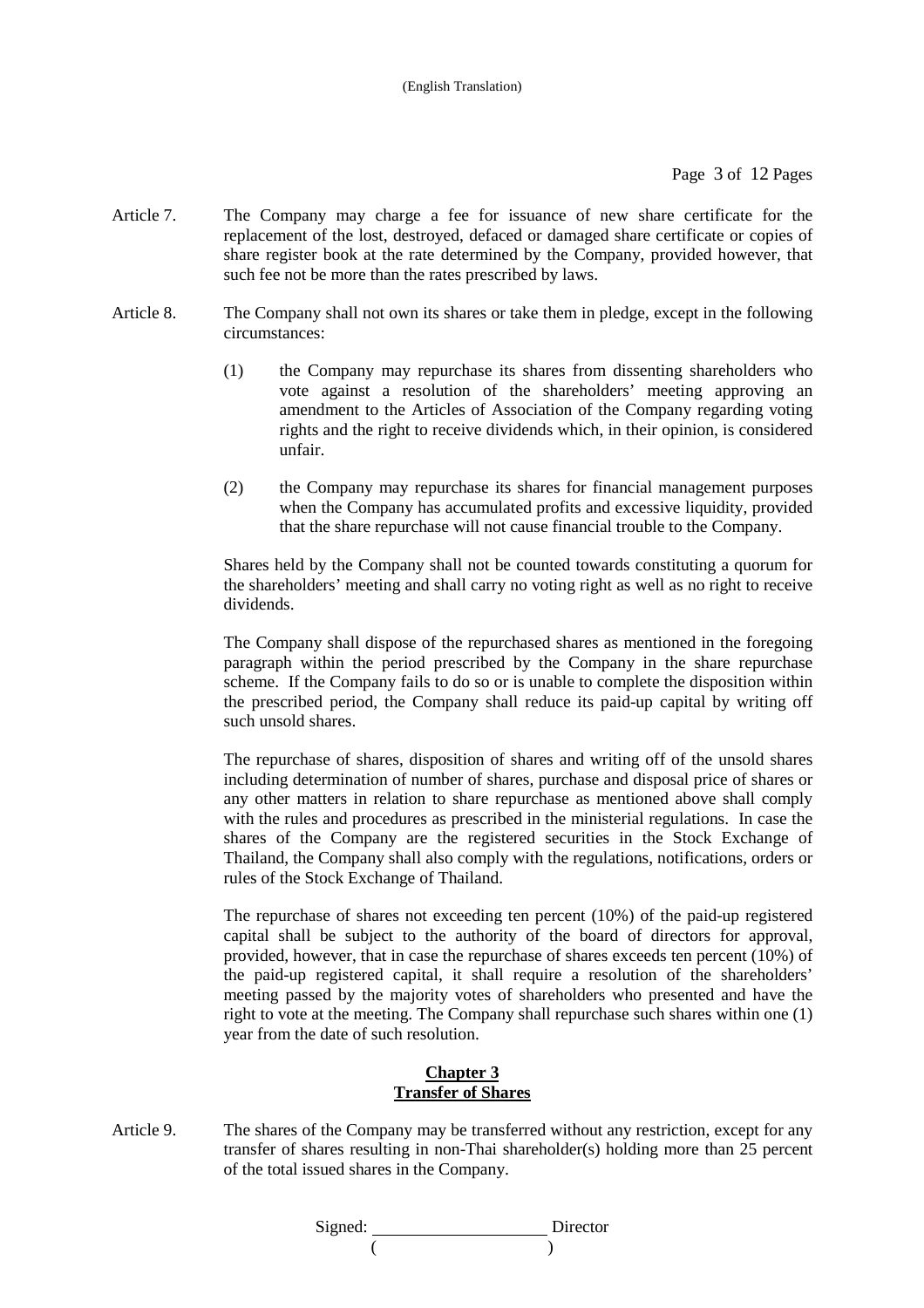Article 7. The Company may charge a fee for issuance of new share certificate for the replacement of the lost, destroyed, defaced or damaged share certificate or copies of share register book at the rate determined by the Company, provided however, that such fee not be more than the rates prescribed by laws.

Article 8. The Company shall not own its shares or take them in pledge, except in the following circumstances:

(1) the Company may repurchase its shares from dissenting shareholders who vote against a resolution of the shareholders' meeting approving an amendment to the Articles of Association of the Company regarding voting rights and the right to receive dividends which, in their opinion, is considered unfair.

(2) the Company may repurchase its shares for financial management purposes when the Company has accumulated profits and excessive liquidity, provided that the share repurchase will not cause financial trouble to the Company.

Shares held by the Company shall not be counted towards constituting a quorum for the shareholders' meeting and shall carry no voting right as well as no right to receive dividends.

The Company shall dispose of the repurchased shares as mentioned in the foregoing paragraph within the period prescribed by the Company in the share repurchase scheme. If the Company fails to do so or is unable to complete the disposition within the prescribed period, the Company shall reduce its paid-up capital by writing off such unsold shares.

The repurchase of shares, disposition of shares and writing off of the unsold shares including determination of number of shares, purchase and disposal price of shares or any other matters in relation to share repurchase as mentioned above shall comply with the rules and procedures as prescribed in the ministerial regulations. In case the shares of the Company are the registered securities in the Stock Exchange of Thailand, the Company shall also comply with the regulations, notifications, orders or rules of the Stock Exchange of Thailand.

The repurchase of shares not exceeding ten percent (10%) of the paid-up registered capital shall be subject to the authority of the board of directors for approval, provided, however, that in case the repurchase of shares exceeds ten percent (10%) of the paid-up registered capital, it shall require a resolution of the shareholders' meeting passed by the majority votes of shareholders who presented and have the right to vote at the meeting. The Company shall repurchase such shares within one (1) year from the date of such resolution.

## Chapter 3
## Transfer of Shares

Article 9. The shares of the Company may be transferred without any restriction, except for any transfer of shares resulting in non-Thai shareholder(s) holding more than 25 percent of the total issued shares in the Company.

Signed: ____________________ Director
( )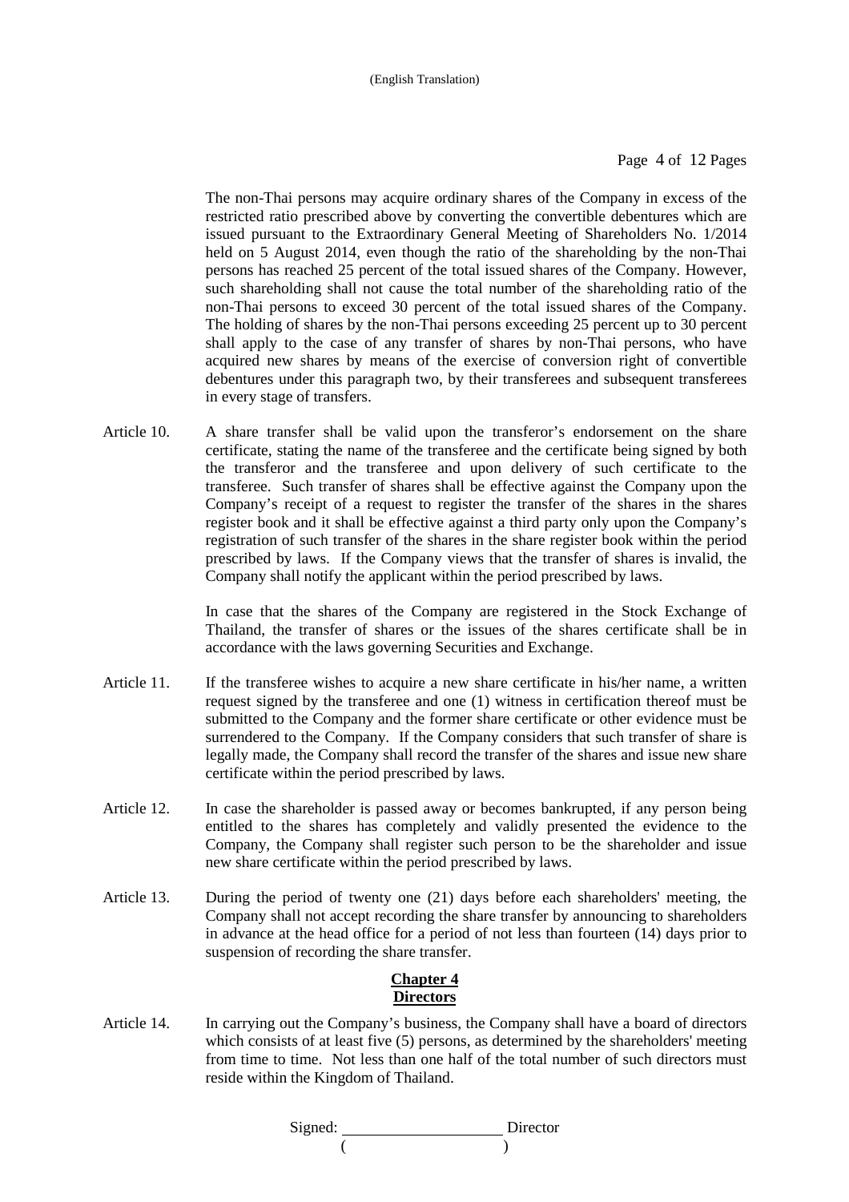The non-Thai persons may acquire ordinary shares of the Company in excess of the restricted ratio prescribed above by converting the convertible debentures which are issued pursuant to the Extraordinary General Meeting of Shareholders No. 1/2014 held on 5 August 2014, even though the ratio of the shareholding by the non-Thai persons has reached 25 percent of the total issued shares of the Company. However, such shareholding shall not cause the total number of the shareholding ratio of the non-Thai persons to exceed 30 percent of the total issued shares of the Company. The holding of shares by the non-Thai persons exceeding 25 percent up to 30 percent shall apply to the case of any transfer of shares by non-Thai persons, who have acquired new shares by means of the exercise of conversion right of convertible debentures under this paragraph two, by their transferees and subsequent transferees in every stage of transfers.

Article 10. A share transfer shall be valid upon the transferor's endorsement on the share certificate, stating the name of the transferee and the certificate being signed by both the transferor and the transferee and upon delivery of such certificate to the transferee. Such transfer of shares shall be effective against the Company upon the Company's receipt of a request to register the transfer of the shares in the shares register book and it shall be effective against a third party only upon the Company's registration of such transfer of the shares in the share register book within the period prescribed by laws. If the Company views that the transfer of shares is invalid, the Company shall notify the applicant within the period prescribed by laws.

In case that the shares of the Company are registered in the Stock Exchange of Thailand, the transfer of shares or the issues of the shares certificate shall be in accordance with the laws governing Securities and Exchange.

Article 11. If the transferee wishes to acquire a new share certificate in his/her name, a written request signed by the transferee and one (1) witness in certification thereof must be submitted to the Company and the former share certificate or other evidence must be surrendered to the Company. If the Company considers that such transfer of share is legally made, the Company shall record the transfer of the shares and issue new share certificate within the period prescribed by laws.

Article 12. In case the shareholder is passed away or becomes bankrupted, if any person being entitled to the shares has completely and validly presented the evidence to the Company, the Company shall register such person to be the shareholder and issue new share certificate within the period prescribed by laws.

Article 13. During the period of twenty one (21) days before each shareholders' meeting, the Company shall not accept recording the share transfer by announcing to shareholders in advance at the head office for a period of not less than fourteen (14) days prior to suspension of recording the share transfer.

## Chapter 4
## Directors

Article 14. In carrying out the Company's business, the Company shall have a board of directors which consists of at least five (5) persons, as determined by the shareholders' meeting from time to time. Not less than one half of the total number of such directors must reside within the Kingdom of Thailand.

Signed: ____________________ Director
( )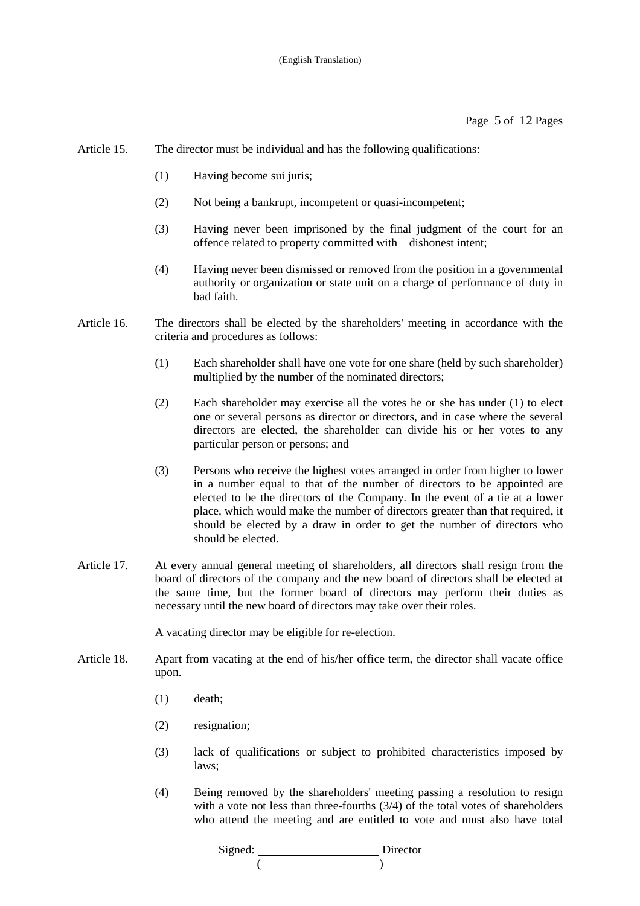Article 15. The director must be individual and has the following qualifications:

(1) Having become sui juris;

(2) Not being a bankrupt, incompetent or quasi-incompetent;

(3) Having never been imprisoned by the final judgment of the court for an offence related to property committed with dishonest intent;

(4) Having never been dismissed or removed from the position in a governmental authority or organization or state unit on a charge of performance of duty in bad faith.

Article 16. The directors shall be elected by the shareholders' meeting in accordance with the criteria and procedures as follows:

(1) Each shareholder shall have one vote for one share (held by such shareholder) multiplied by the number of the nominated directors;

(2) Each shareholder may exercise all the votes he or she has under (1) to elect one or several persons as director or directors, and in case where the several directors are elected, the shareholder can divide his or her votes to any particular person or persons; and

(3) Persons who receive the highest votes arranged in order from higher to lower in a number equal to that of the number of directors to be appointed are elected to be the directors of the Company. In the event of a tie at a lower place, which would make the number of directors greater than that required, it should be elected by a draw in order to get the number of directors who should be elected.

Article 17. At every annual general meeting of shareholders, all directors shall resign from the board of directors of the company and the new board of directors shall be elected at the same time, but the former board of directors may perform their duties as necessary until the new board of directors may take over their roles.

A vacating director may be eligible for re-election.

Article 18. Apart from vacating at the end of his/her office term, the director shall vacate office upon.

(1) death;

(2) resignation;

(3) lack of qualifications or subject to prohibited characteristics imposed by laws;

(4) Being removed by the shareholders' meeting passing a resolution to resign with a vote not less than three-fourths (3/4) of the total votes of shareholders who attend the meeting and are entitled to vote and must also have total

Signed: ____________________ Director
( ____________________ )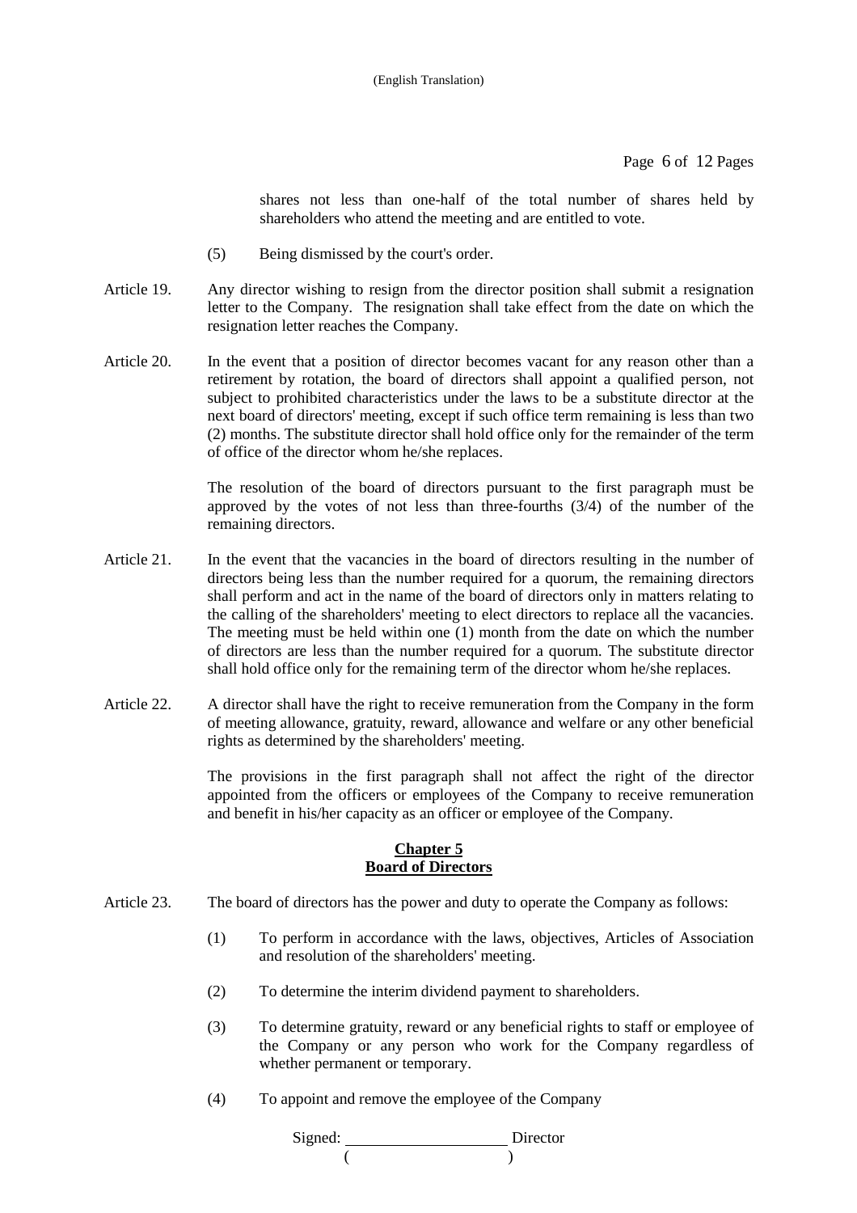shares not less than one-half of the total number of shares held by shareholders who attend the meeting and are entitled to vote.

(5) Being dismissed by the court's order.

Article 19. Any director wishing to resign from the director position shall submit a resignation letter to the Company. The resignation shall take effect from the date on which the resignation letter reaches the Company.

Article 20. In the event that a position of director becomes vacant for any reason other than a retirement by rotation, the board of directors shall appoint a qualified person, not subject to prohibited characteristics under the laws to be a substitute director at the next board of directors' meeting, except if such office term remaining is less than two (2) months. The substitute director shall hold office only for the remainder of the term of office of the director whom he/she replaces.

The resolution of the board of directors pursuant to the first paragraph must be approved by the votes of not less than three-fourths (3/4) of the number of the remaining directors.

Article 21. In the event that the vacancies in the board of directors resulting in the number of directors being less than the number required for a quorum, the remaining directors shall perform and act in the name of the board of directors only in matters relating to the calling of the shareholders' meeting to elect directors to replace all the vacancies. The meeting must be held within one (1) month from the date on which the number of directors are less than the number required for a quorum. The substitute director shall hold office only for the remaining term of the director whom he/she replaces.

Article 22. A director shall have the right to receive remuneration from the Company in the form of meeting allowance, gratuity, reward, allowance and welfare or any other beneficial rights as determined by the shareholders' meeting.

The provisions in the first paragraph shall not affect the right of the director appointed from the officers or employees of the Company to receive remuneration and benefit in his/her capacity as an officer or employee of the Company.

## Chapter 5
## Board of Directors

Article 23. The board of directors has the power and duty to operate the Company as follows:

(1) To perform in accordance with the laws, objectives, Articles of Association and resolution of the shareholders' meeting.

(2) To determine the interim dividend payment to shareholders.

(3) To determine gratuity, reward or any beneficial rights to staff or employee of the Company or any person who work for the Company regardless of whether permanent or temporary.

(4) To appoint and remove the employee of the Company

Signed: ____________________ Director
( )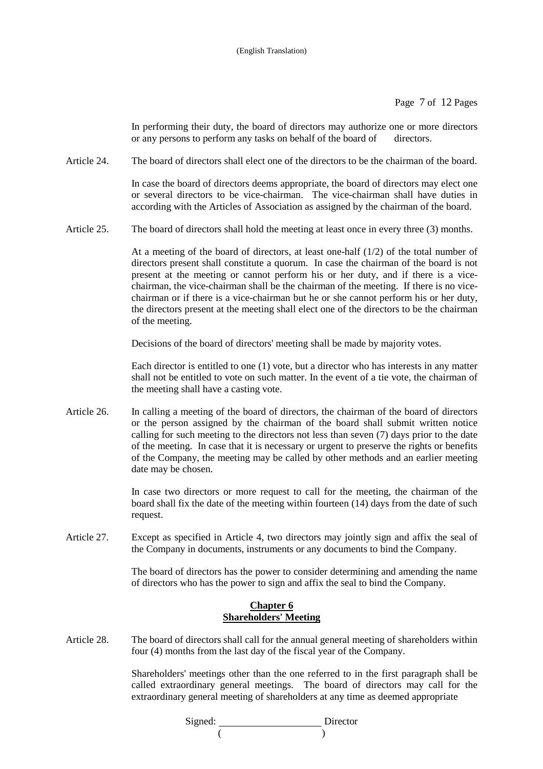In performing their duty, the board of directors may authorize one or more directors or any persons to perform any tasks on behalf of the board of directors.

Article 24. The board of directors shall elect one of the directors to be the chairman of the board.

In case the board of directors deems appropriate, the board of directors may elect one or several directors to be vice-chairman. The vice-chairman shall have duties in according with the Articles of Association as assigned by the chairman of the board.

Article 25. The board of directors shall hold the meeting at least once in every three (3) months.

At a meeting of the board of directors, at least one-half (1/2) of the total number of directors present shall constitute a quorum. In case the chairman of the board is not present at the meeting or cannot perform his or her duty, and if there is a vice-chairman, the vice-chairman shall be the chairman of the meeting. If there is no vice-chairman or if there is a vice-chairman but he or she cannot perform his or her duty, the directors present at the meeting shall elect one of the directors to be the chairman of the meeting.

Decisions of the board of directors' meeting shall be made by majority votes.

Each director is entitled to one (1) vote, but a director who has interests in any matter shall not be entitled to vote on such matter. In the event of a tie vote, the chairman of the meeting shall have a casting vote.

Article 26. In calling a meeting of the board of directors, the chairman of the board of directors or the person assigned by the chairman of the board shall submit written notice calling for such meeting to the directors not less than seven (7) days prior to the date of the meeting. In case that it is necessary or urgent to preserve the rights or benefits of the Company, the meeting may be called by other methods and an earlier meeting date may be chosen.

In case two directors or more request to call for the meeting, the chairman of the board shall fix the date of the meeting within fourteen (14) days from the date of such request.

Article 27. Except as specified in Article 4, two directors may jointly sign and affix the seal of the Company in documents, instruments or any documents to bind the Company.

The board of directors has the power to consider determining and amending the name of directors who has the power to sign and affix the seal to bind the Company.

## Chapter 6
## Shareholders' Meeting

Article 28. The board of directors shall call for the annual general meeting of shareholders within four (4) months from the last day of the fiscal year of the Company.

Shareholders' meetings other than the one referred to in the first paragraph shall be called extraordinary general meetings. The board of directors may call for the extraordinary general meeting of shareholders at any time as deemed appropriate

Signed: \_\_\_\_\_\_\_\_\_\_\_\_\_\_\_\_\_\_\_\_ Director
( )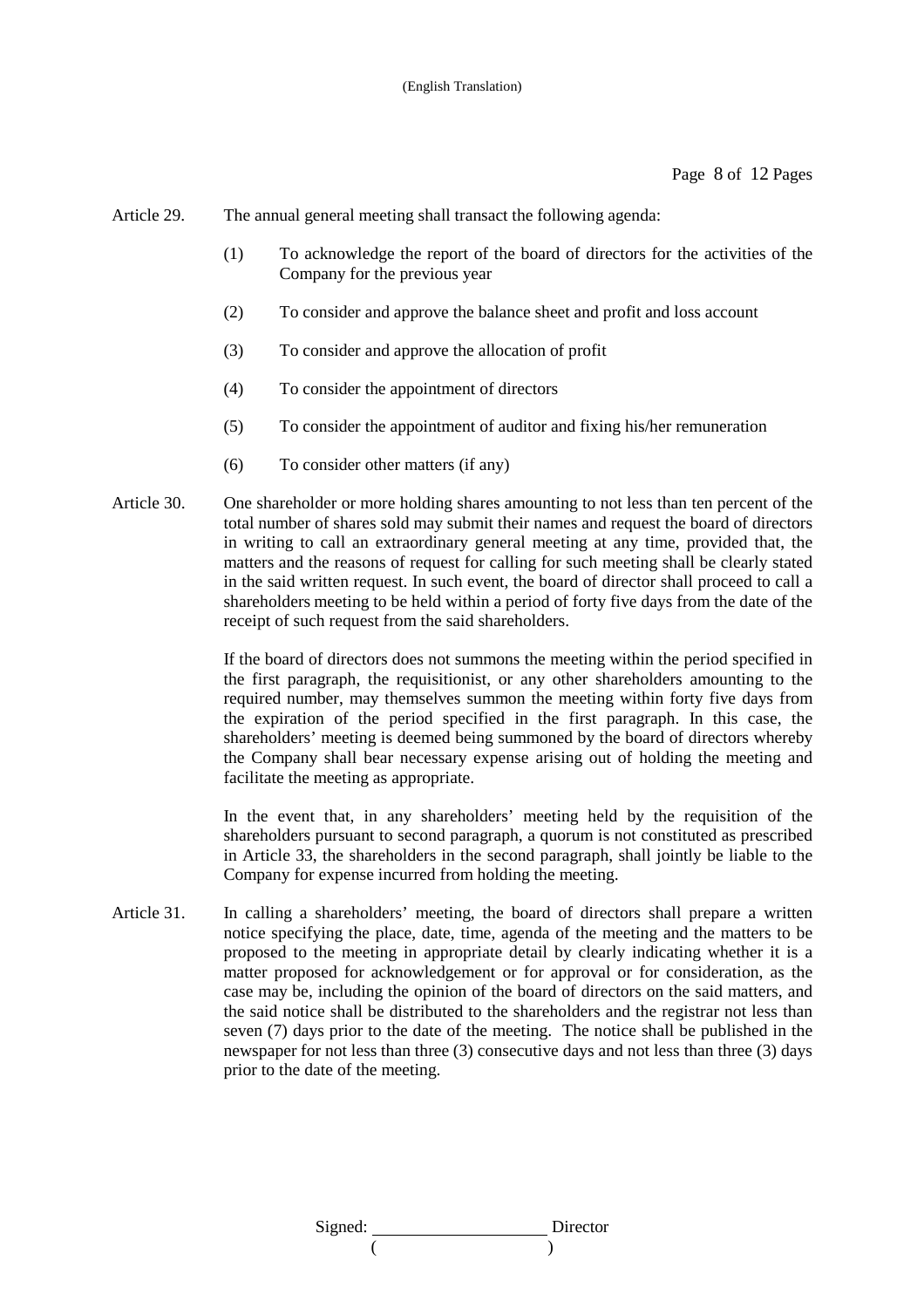Article 29. The annual general meeting shall transact the following agenda:

(1) To acknowledge the report of the board of directors for the activities of the Company for the previous year

(2) To consider and approve the balance sheet and profit and loss account

(3) To consider and approve the allocation of profit

(4) To consider the appointment of directors

(5) To consider the appointment of auditor and fixing his/her remuneration

(6) To consider other matters (if any)

Article 30. One shareholder or more holding shares amounting to not less than ten percent of the total number of shares sold may submit their names and request the board of directors in writing to call an extraordinary general meeting at any time, provided that, the matters and the reasons of request for calling for such meeting shall be clearly stated in the said written request. In such event, the board of director shall proceed to call a shareholders meeting to be held within a period of forty five days from the date of the receipt of such request from the said shareholders.

If the board of directors does not summons the meeting within the period specified in the first paragraph, the requisitionist, or any other shareholders amounting to the required number, may themselves summon the meeting within forty five days from the expiration of the period specified in the first paragraph. In this case, the shareholders' meeting is deemed being summoned by the board of directors whereby the Company shall bear necessary expense arising out of holding the meeting and facilitate the meeting as appropriate.

In the event that, in any shareholders' meeting held by the requisition of the shareholders pursuant to second paragraph, a quorum is not constituted as prescribed in Article 33, the shareholders in the second paragraph, shall jointly be liable to the Company for expense incurred from holding the meeting.

Article 31. In calling a shareholders' meeting, the board of directors shall prepare a written notice specifying the place, date, time, agenda of the meeting and the matters to be proposed to the meeting in appropriate detail by clearly indicating whether it is a matter proposed for acknowledgement or for approval or for consideration, as the case may be, including the opinion of the board of directors on the said matters, and the said notice shall be distributed to the shareholders and the registrar not less than seven (7) days prior to the date of the meeting. The notice shall be published in the newspaper for not less than three (3) consecutive days and not less than three (3) days prior to the date of the meeting.

Signed: ____________________ Director
( )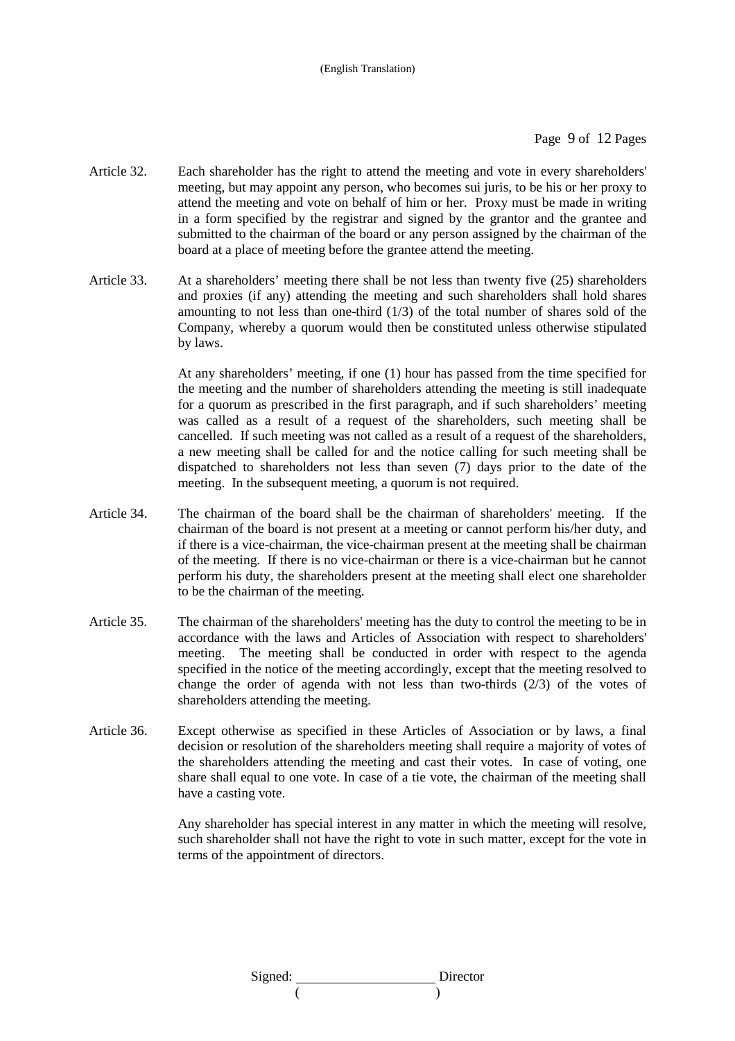Article 32. Each shareholder has the right to attend the meeting and vote in every shareholders' meeting, but may appoint any person, who becomes sui juris, to be his or her proxy to attend the meeting and vote on behalf of him or her. Proxy must be made in writing in a form specified by the registrar and signed by the grantor and the grantee and submitted to the chairman of the board or any person assigned by the chairman of the board at a place of meeting before the grantee attend the meeting.

Article 33. At a shareholders' meeting there shall be not less than twenty five (25) shareholders and proxies (if any) attending the meeting and such shareholders shall hold shares amounting to not less than one-third (1/3) of the total number of shares sold of the Company, whereby a quorum would then be constituted unless otherwise stipulated by laws.

At any shareholders' meeting, if one (1) hour has passed from the time specified for the meeting and the number of shareholders attending the meeting is still inadequate for a quorum as prescribed in the first paragraph, and if such shareholders' meeting was called as a result of a request of the shareholders, such meeting shall be cancelled. If such meeting was not called as a result of a request of the shareholders, a new meeting shall be called for and the notice calling for such meeting shall be dispatched to shareholders not less than seven (7) days prior to the date of the meeting. In the subsequent meeting, a quorum is not required.

Article 34. The chairman of the board shall be the chairman of shareholders' meeting. If the chairman of the board is not present at a meeting or cannot perform his/her duty, and if there is a vice-chairman, the vice-chairman present at the meeting shall be chairman of the meeting. If there is no vice-chairman or there is a vice-chairman but he cannot perform his duty, the shareholders present at the meeting shall elect one shareholder to be the chairman of the meeting.

Article 35. The chairman of the shareholders' meeting has the duty to control the meeting to be in accordance with the laws and Articles of Association with respect to shareholders' meeting. The meeting shall be conducted in order with respect to the agenda specified in the notice of the meeting accordingly, except that the meeting resolved to change the order of agenda with not less than two-thirds (2/3) of the votes of shareholders attending the meeting.

Article 36. Except otherwise as specified in these Articles of Association or by laws, a final decision or resolution of the shareholders meeting shall require a majority of votes of the shareholders attending the meeting and cast their votes. In case of voting, one share shall equal to one vote. In case of a tie vote, the chairman of the meeting shall have a casting vote.

Any shareholder has special interest in any matter in which the meeting will resolve, such shareholder shall not have the right to vote in such matter, except for the vote in terms of the appointment of directors.

Signed: ____________________ Director
( )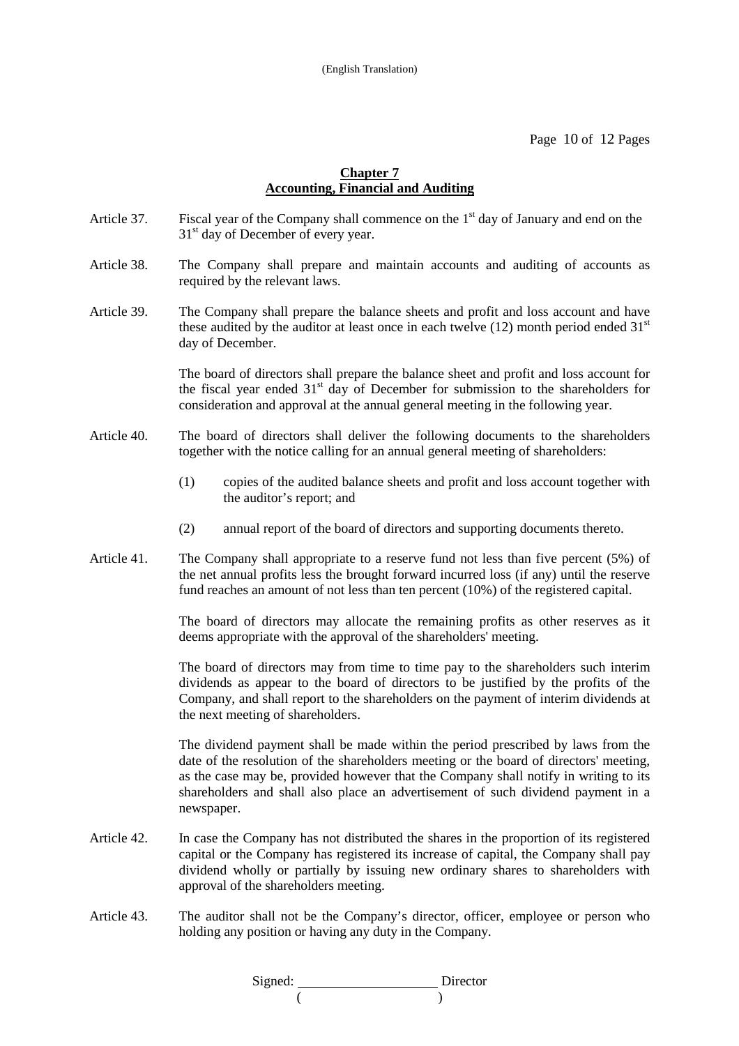## Chapter 7
## Accounting, Financial and Auditing

Article 37. Fiscal year of the Company shall commence on the 1st day of January and end on the 31st day of December of every year.

Article 38. The Company shall prepare and maintain accounts and auditing of accounts as required by the relevant laws.

Article 39. The Company shall prepare the balance sheets and profit and loss account and have these audited by the auditor at least once in each twelve (12) month period ended 31st day of December.

The board of directors shall prepare the balance sheet and profit and loss account for the fiscal year ended 31st day of December for submission to the shareholders for consideration and approval at the annual general meeting in the following year.

Article 40. The board of directors shall deliver the following documents to the shareholders together with the notice calling for an annual general meeting of shareholders:

(1) copies of the audited balance sheets and profit and loss account together with the auditor's report; and

(2) annual report of the board of directors and supporting documents thereto.

Article 41. The Company shall appropriate to a reserve fund not less than five percent (5%) of the net annual profits less the brought forward incurred loss (if any) until the reserve fund reaches an amount of not less than ten percent (10%) of the registered capital.

The board of directors may allocate the remaining profits as other reserves as it deems appropriate with the approval of the shareholders' meeting.

The board of directors may from time to time pay to the shareholders such interim dividends as appear to the board of directors to be justified by the profits of the Company, and shall report to the shareholders on the payment of interim dividends at the next meeting of shareholders.

The dividend payment shall be made within the period prescribed by laws from the date of the resolution of the shareholders meeting or the board of directors' meeting, as the case may be, provided however that the Company shall notify in writing to its shareholders and shall also place an advertisement of such dividend payment in a newspaper.

Article 42. In case the Company has not distributed the shares in the proportion of its registered capital or the Company has registered its increase of capital, the Company shall pay dividend wholly or partially by issuing new ordinary shares to shareholders with approval of the shareholders meeting.

Article 43. The auditor shall not be the Company's director, officer, employee or person who holding any position or having any duty in the Company.

Signed: \_\_\_\_\_\_\_\_\_\_\_\_\_\_\_\_\_\_\_\_ Director
( )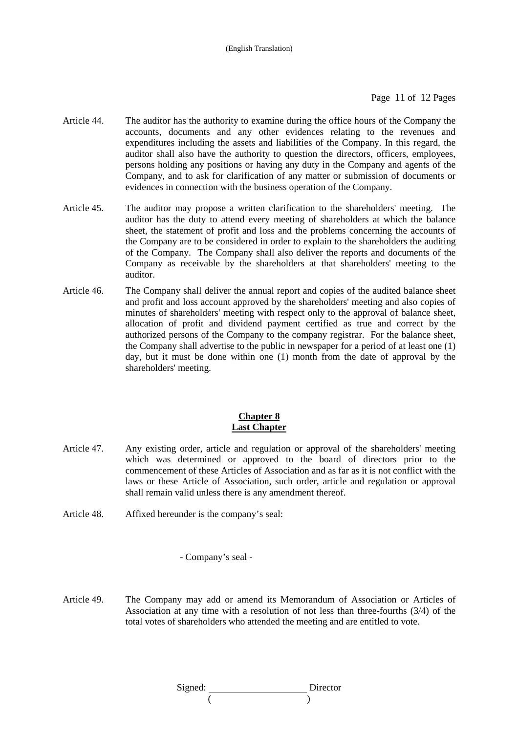Article 44. The auditor has the authority to examine during the office hours of the Company the accounts, documents and any other evidences relating to the revenues and expenditures including the assets and liabilities of the Company. In this regard, the auditor shall also have the authority to question the directors, officers, employees, persons holding any positions or having any duty in the Company and agents of the Company, and to ask for clarification of any matter or submission of documents or evidences in connection with the business operation of the Company.

Article 45. The auditor may propose a written clarification to the shareholders' meeting. The auditor has the duty to attend every meeting of shareholders at which the balance sheet, the statement of profit and loss and the problems concerning the accounts of the Company are to be considered in order to explain to the shareholders the auditing of the Company. The Company shall also deliver the reports and documents of the Company as receivable by the shareholders at that shareholders' meeting to the auditor.

Article 46. The Company shall deliver the annual report and copies of the audited balance sheet and profit and loss account approved by the shareholders' meeting and also copies of minutes of shareholders' meeting with respect only to the approval of balance sheet, allocation of profit and dividend payment certified as true and correct by the authorized persons of the Company to the company registrar. For the balance sheet, the Company shall advertise to the public in newspaper for a period of at least one (1) day, but it must be done within one (1) month from the date of approval by the shareholders' meeting.

## Chapter 8
## Last Chapter

Article 47. Any existing order, article and regulation or approval of the shareholders' meeting which was determined or approved to the board of directors prior to the commencement of these Articles of Association and as far as it is not conflict with the laws or these Article of Association, such order, article and regulation or approval shall remain valid unless there is any amendment thereof.

Article 48. Affixed hereunder is the company's seal:

- Company's seal -

Article 49. The Company may add or amend its Memorandum of Association or Articles of Association at any time with a resolution of not less than three-fourths (3/4) of the total votes of shareholders who attended the meeting and are entitled to vote.

Signed: ____________________ Director

( )